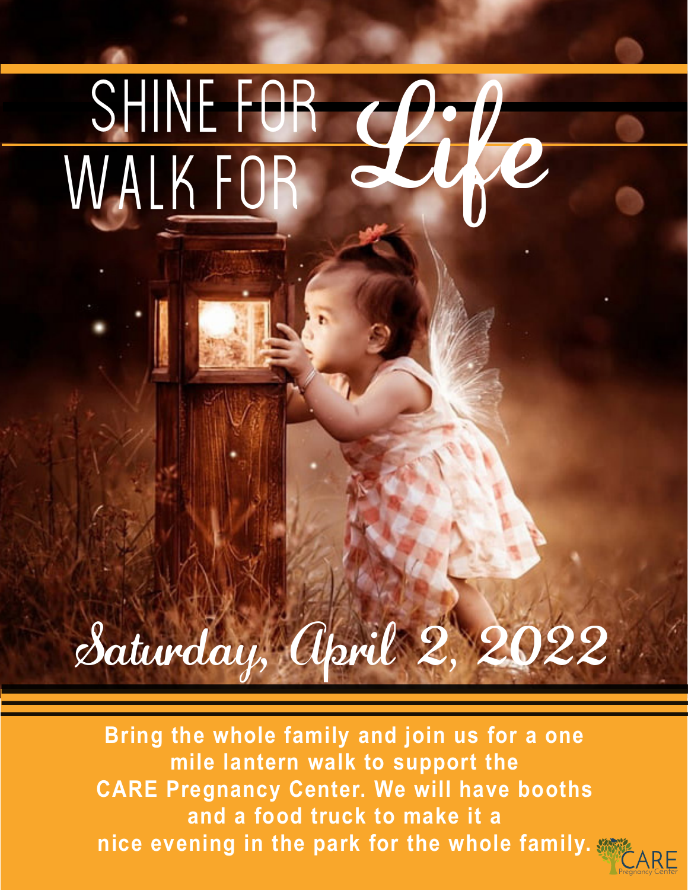# SHINE FOR WALK FOR *Life*

## *Saturday, April 2, 2022*

**Bring the whole family and join us for a one mile lantern walk to support the CARE Pregnancy Center. We will have booths and a food truck to make it a nice evening in the park for the whole family.**

CARE Pregnancy Center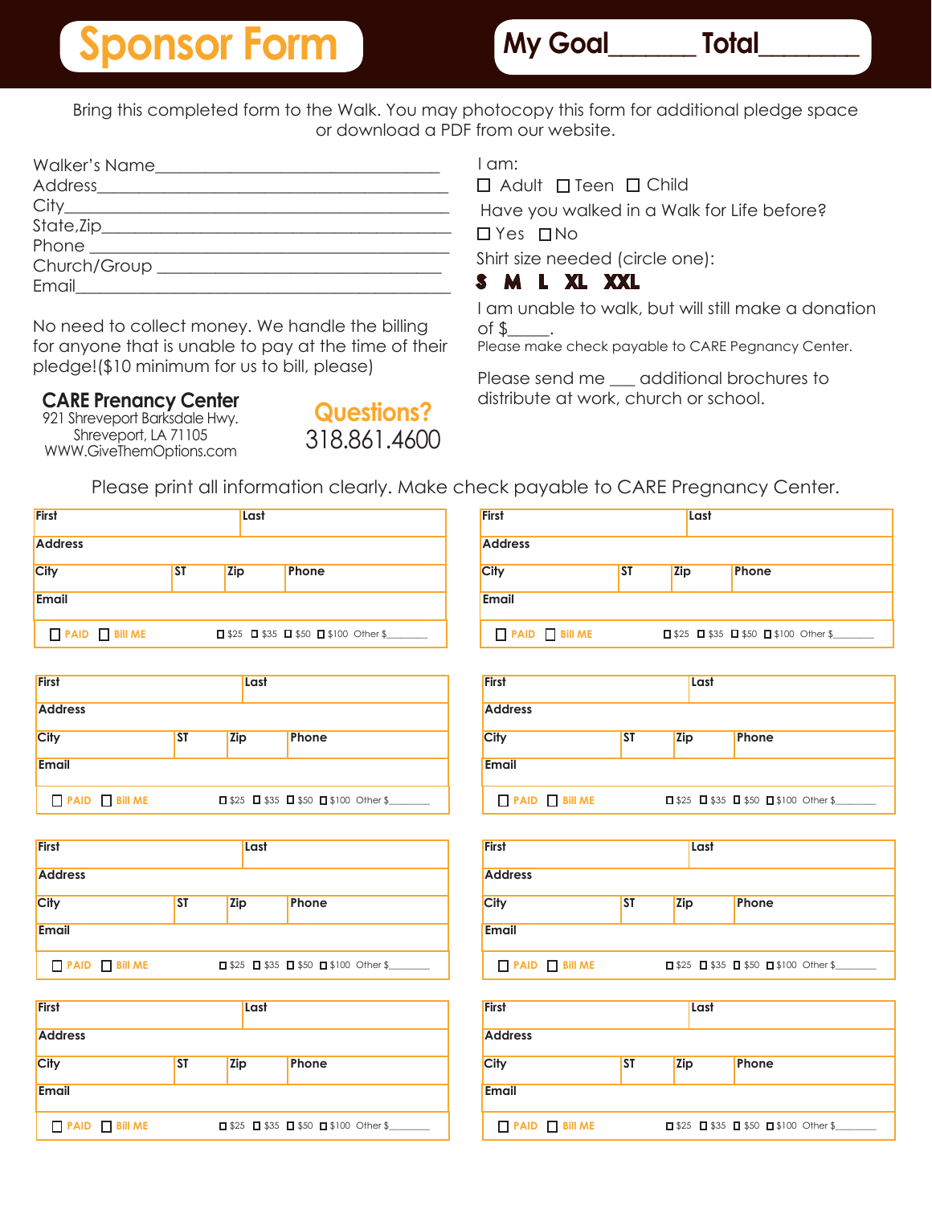# Sponsor Form

**My Goal______ Total_______**

Bring this completed form to the Walk. You may photocopy this form for additional pledge space or download a PDF from our website.

Walker's Name_________________________________
Address_______________________________________
City__________________________________________
State,Zip______________________________________
Phone ________________________________________
Church/Group _________________________________
Email_________________________________________

No need to collect money. We handle the billing for anyone that is unable to pay at the time of their pledge!($10 minimum for us to bill, please)

**CARE Prenancy Center**
921 Shreveport Barksdale Hwy.
Shreveport, LA 71105
WWW.GiveThemOptions.com

**Questions?**
318.861.4600

I am:
☐ Adult ☐ Teen ☐ Child

Have you walked in a Walk for Life before?
☐ Yes ☐ No

Shirt size needed (circle one):
**S M L XL XXL**

I am unable to walk, but will still make a donation of $_____.
Please make check payable to CARE Pegnancy Center.

Please send me ___ additional brochures to distribute at work, church or school.

Please print all information clearly. Make check payable to CARE Pregnancy Center.

| First | | Last | |
|---|---|---|---|
| Address | | | |
| City | ST | Zip | Phone |
| Email | | | |
| ☐ PAID ☐ Bill ME | | ☐ $25 ☐ $35 ☐ $50 ☐ $100 Other $_______ | |

| First | | Last | |
|---|---|---|---|
| Address | | | |
| City | ST | Zip | Phone |
| Email | | | |
| ☐ PAID ☐ Bill ME | | ☐ $25 ☐ $35 ☐ $50 ☐ $100 Other $_______ | |

| First | | Last | |
|---|---|---|---|
| Address | | | |
| City | ST | Zip | Phone |
| Email | | | |
| ☐ PAID ☐ Bill ME | | ☐ $25 ☐ $35 ☐ $50 ☐ $100 Other $_______ | |

| First | | Last | |
|---|---|---|---|
| Address | | | |
| City | ST | Zip | Phone |
| Email | | | |
| ☐ PAID ☐ Bill ME | | ☐ $25 ☐ $35 ☐ $50 ☐ $100 Other $_______ | |

| First | | Last | |
|---|---|---|---|
| Address | | | |
| City | ST | Zip | Phone |
| Email | | | |
| ☐ PAID ☐ Bill ME | | ☐ $25 ☐ $35 ☐ $50 ☐ $100 Other $_______ | |

| First | | Last | |
|---|---|---|---|
| Address | | | |
| City | ST | Zip | Phone |
| Email | | | |
| ☐ PAID ☐ Bill ME | | ☐ $25 ☐ $35 ☐ $50 ☐ $100 Other $_______ | |

| First | | Last | |
|---|---|---|---|
| Address | | | |
| City | ST | Zip | Phone |
| Email | | | |
| ☐ PAID ☐ Bill ME | | ☐ $25 ☐ $35 ☐ $50 ☐ $100 Other $_______ | |

| First | | Last | |
|---|---|---|---|
| Address | | | |
| City | ST | Zip | Phone |
| Email | | | |
| ☐ PAID ☐ Bill ME | | ☐ $25 ☐ $35 ☐ $50 ☐ $100 Other $_______ | |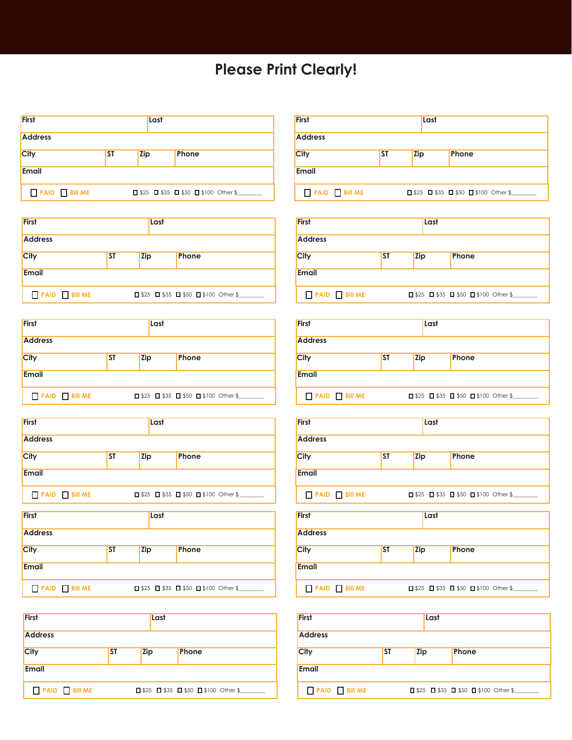# Please Print Clearly!

| First | | | Last |
|---|---|---|---|
| Address | | | |
| City | ST | Zip | Phone |
| Email | | | |
| ☐ PAID ☐ Bill ME | | | ☐ $25 ☐ $35 ☐ $50 ☐ $100 Other $________ |

| First | | | Last |
|---|---|---|---|
| Address | | | |
| City | ST | Zip | Phone |
| Email | | | |
| ☐ PAID ☐ Bill ME | | | ☐ $25 ☐ $35 ☐ $50 ☐ $100 Other $________ |

| First | | | Last |
|---|---|---|---|
| Address | | | |
| City | ST | Zip | Phone |
| Email | | | |
| ☐ PAID ☐ Bill ME | | | ☐ $25 ☐ $35 ☐ $50 ☐ $100 Other $________ |

| First | | | Last |
|---|---|---|---|
| Address | | | |
| City | ST | Zip | Phone |
| Email | | | |
| ☐ PAID ☐ Bill ME | | | ☐ $25 ☐ $35 ☐ $50 ☐ $100 Other $________ |

| First | | | Last |
|---|---|---|---|
| Address | | | |
| City | ST | Zip | Phone |
| Email | | | |
| ☐ PAID ☐ Bill ME | | | ☐ $25 ☐ $35 ☐ $50 ☐ $100 Other $________ |

| First | | | Last |
|---|---|---|---|
| Address | | | |
| City | ST | Zip | Phone |
| Email | | | |
| ☐ PAID ☐ Bill ME | | | ☐ $25 ☐ $35 ☐ $50 ☐ $100 Other $________ |

| First | | | Last |
|---|---|---|---|
| Address | | | |
| City | ST | Zip | Phone |
| Email | | | |
| ☐ PAID ☐ Bill ME | | | ☐ $25 ☐ $35 ☐ $50 ☐ $100 Other $________ |

| First | | | Last |
|---|---|---|---|
| Address | | | |
| City | ST | Zip | Phone |
| Email | | | |
| ☐ PAID ☐ Bill ME | | | ☐ $25 ☐ $35 ☐ $50 ☐ $100 Other $________ |

| First | | | Last |
|---|---|---|---|
| Address | | | |
| City | ST | Zip | Phone |
| Email | | | |
| ☐ PAID ☐ Bill ME | | | ☐ $25 ☐ $35 ☐ $50 ☐ $100 Other $________ |

| First | | | Last |
|---|---|---|---|
| Address | | | |
| City | ST | Zip | Phone |
| Email | | | |
| ☐ PAID ☐ Bill ME | | | ☐ $25 ☐ $35 ☐ $50 ☐ $100 Other $________ |

| First | | | Last |
|---|---|---|---|
| Address | | | |
| City | ST | Zip | Phone |
| Email | | | |
| ☐ PAID ☐ Bill ME | | | ☐ $25 ☐ $35 ☐ $50 ☐ $100 Other $________ |

| First | | | Last |
|---|---|---|---|
| Address | | | |
| City | ST | Zip | Phone |
| Email | | | |
| ☐ PAID ☐ Bill ME | | | ☐ $25 ☐ $35 ☐ $50 ☐ $100 Other $________ |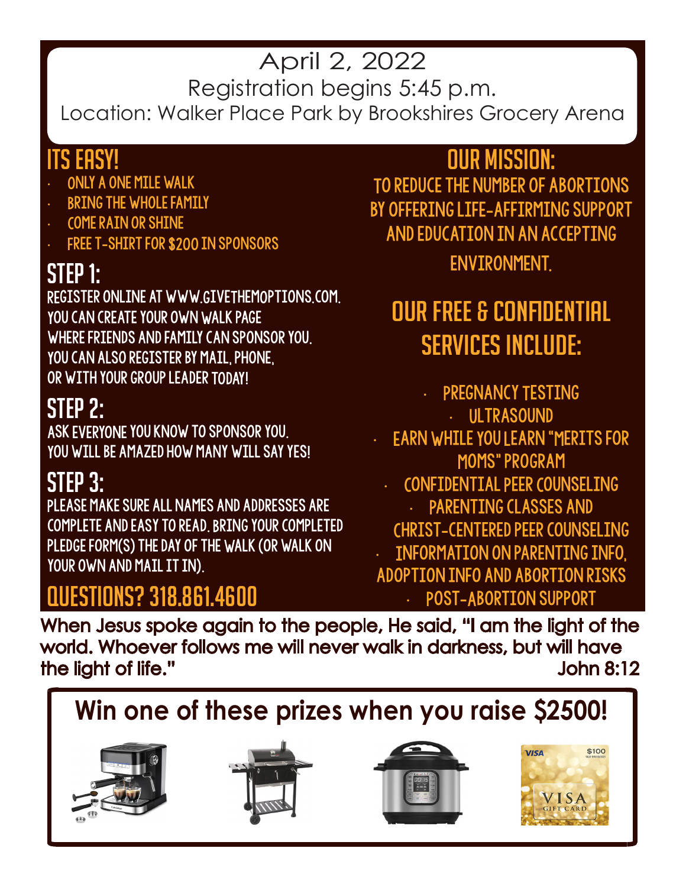April 2, 2022

Registration begins 5:45 p.m.

Location: Walker Place Park by Brookshires Grocery Arena

## ITS EASY!

- ONLY A ONE MILE WALK
- BRING THE WHOLE FAMILY
- COME RAIN OR SHINE
- FREE T-SHIRT FOR $200 IN SPONSORS

## STEP 1:

REGISTER ONLINE AT WWW.GIVETHEMOPTIONS.COM. YOU CAN CREATE YOUR OWN WALK PAGE WHERE FRIENDS AND FAMILY CAN SPONSOR YOU. YOU CAN ALSO REGISTER BY MAIL, PHONE, OR WITH YOUR GROUP LEADER TODAY!

## STEP 2:

ASK EVERYONE YOU KNOW TO SPONSOR YOU. YOU WILL BE AMAZED HOW MANY WILL SAY YES!

## STEP 3:

PLEASE MAKE SURE ALL NAMES AND ADDRESSES ARE COMPLETE AND EASY TO READ. BRING YOUR COMPLETED PLEDGE FORM(S) THE DAY OF THE WALK (OR WALK ON YOUR OWN AND MAIL IT IN).

## QUESTIONS? 318.861.4600

## OUR MISSION:

TO REDUCE THE NUMBER OF ABORTIONS BY OFFERING LIFE-AFFIRMING SUPPORT AND EDUCATION IN AN ACCEPTING ENVIRONMENT.

## OUR FREE & CONFIDENTIAL SERVICES INCLUDE:

- PREGNANCY TESTING
- ULTRASOUND
- EARN WHILE YOU LEARN "MERITS FOR MOMS" PROGRAM
- CONFIDENTIAL PEER COUNSELING
- PARENTING CLASSES AND CHRIST-CENTERED PEER COUNSELING
- INFORMATION ON PARENTING INFO, ADOPTION INFO AND ABORTION RISKS
- POST-ABORTION SUPPORT

**When Jesus spoke again to the people, He said, "I am the light of the world. Whoever follows me will never walk in darkness, but will have the light of life." John 8:12**

## Win one of these prizes when you raise $2500!